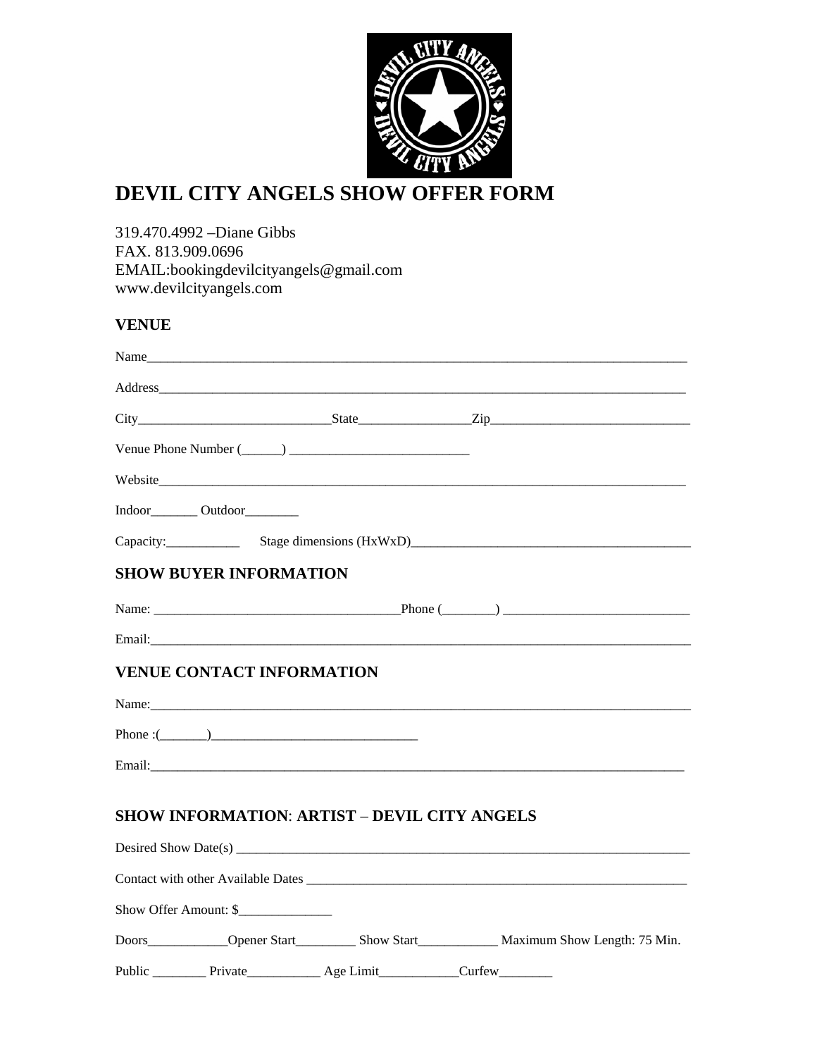# DEVIL CITY ANGELS SHOW OFFER FORM

319.470.4992 –Diane Gibbs
FAX. 813.909.0696
EMAIL:bookingdevilcityangels@gmail.com
www.devilcityangels.com

## VENUE

Name_______________________________________________________________________________

Address_____________________________________________________________________________

City_____________________________State________________Zip_____________________________

Venue Phone Number (______) ___________________________

Website_____________________________________________________________________________

Indoor_______ Outdoor________

Capacity:___________ Stage dimensions (HxWxD)_________________________________________

## SHOW BUYER INFORMATION

Name: ____________________________________Phone (________) ____________________________

Email:_______________________________________________________________________________

## VENUE CONTACT INFORMATION

Name:_______________________________________________________________________________

Phone :(_______)______________________________

Email:______________________________________________________________________________

## SHOW INFORMATION: ARTIST – DEVIL CITY ANGELS

Desired Show Date(s) ___________________________________________________________________

Contact with other Available Dates _______________________________________________________

Show Offer Amount: $_____________

Doors____________Opener Start_________ Show Start____________ Maximum Show Length: 75 Min.

Public ________ Private___________ Age Limit___________Curfew________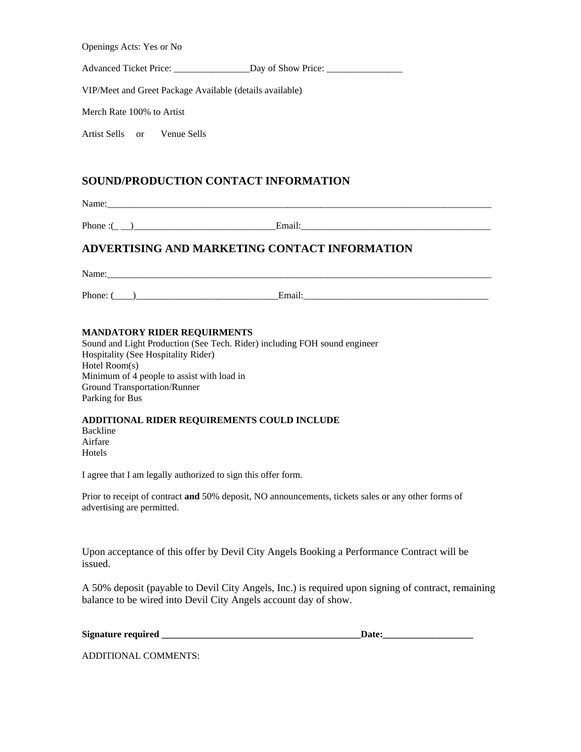Openings Acts: Yes or No

Advanced Ticket Price: ________________Day of Show Price: ________________

VIP/Meet and Greet Package Available (details available)

Merch Rate 100% to Artist

Artist Sells or Venue Sells

## SOUND/PRODUCTION CONTACT INFORMATION

Name:_______________________________________________________________________________________

Phone :(_ __)______________________________Email:________________________________________

## ADVERTISING AND MARKETING CONTACT INFORMATION

Name:_______________________________________________________________________________________

Phone: (____)______________________________Email:________________________________________

**MANDATORY RIDER REQUIRMENTS**
Sound and Light Production (See Tech. Rider) including FOH sound engineer
Hospitality (See Hospitality Rider)
Hotel Room(s)
Minimum of 4 people to assist with load in
Ground Transportation/Runner
Parking for Bus

**ADDITIONAL RIDER REQUIREMENTS COULD INCLUDE**
Backline
Airfare
Hotels

I agree that I am legally authorized to sign this offer form.

Prior to receipt of contract **and** 50% deposit, NO announcements, tickets sales or any other forms of advertising are permitted.

Upon acceptance of this offer by Devil City Angels Booking a Performance Contract will be issued.

A 50% deposit (payable to Devil City Angels, Inc.) is required upon signing of contract, remaining balance to be wired into Devil City Angels account day of show.

**Signature required ___________________________________________Date:___________________**

ADDITIONAL COMMENTS: